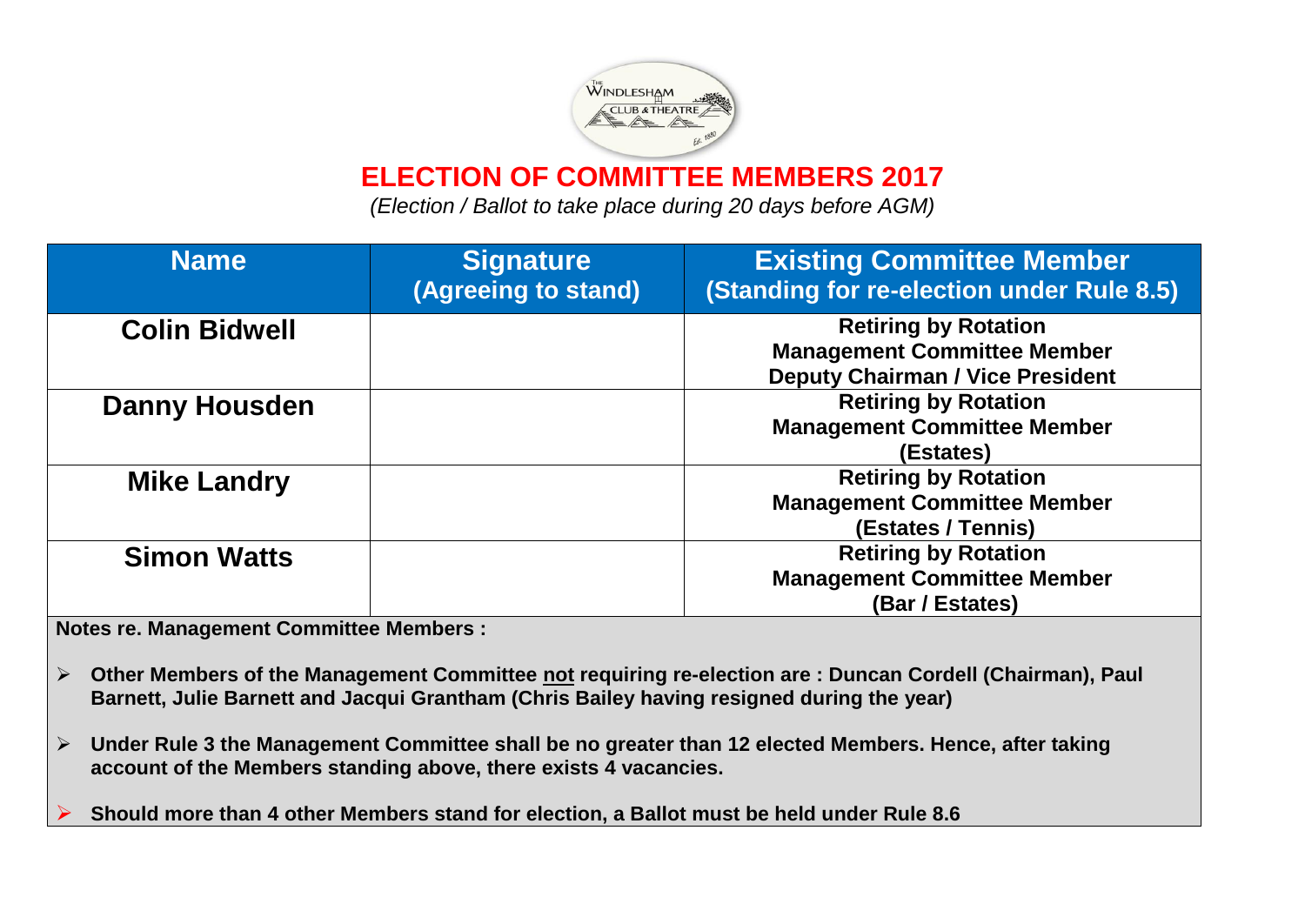# ELECTION OF COMMITTEE MEMBERS 2017

*(Election / Ballot to take place during 20 days before AGM)*

| Name | Signature (Agreeing to stand) | Existing Committee Member (Standing for re-election under Rule 8.5) |
|---|---|---|
| **Colin Bidwell** | | **Retiring by Rotation Management Committee Member Deputy Chairman / Vice President** |
| **Danny Housden** | | **Retiring by Rotation Management Committee Member (Estates)** |
| **Mike Landry** | | **Retiring by Rotation Management Committee Member (Estates / Tennis)** |
| **Simon Watts** | | **Retiring by Rotation Management Committee Member (Bar / Estates)** |

**Notes re. Management Committee Members :**

- **Other Members of the Management Committee not requiring re-election are : Duncan Cordell (Chairman), Paul Barnett, Julie Barnett and Jacqui Grantham (Chris Bailey having resigned during the year)**
- **Under Rule 3 the Management Committee shall be no greater than 12 elected Members. Hence, after taking account of the Members standing above, there exists 4 vacancies.**
- **Should more than 4 other Members stand for election, a Ballot must be held under Rule 8.6**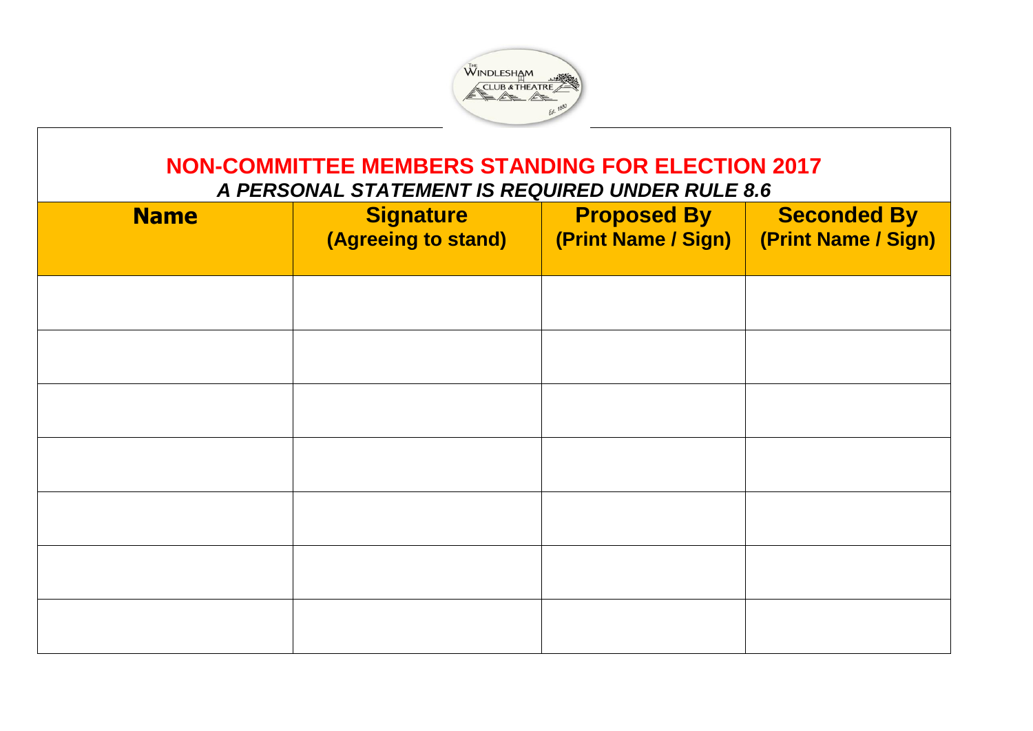# NON-COMMITTEE MEMBERS STANDING FOR ELECTION 2017

***A PERSONAL STATEMENT IS REQUIRED UNDER RULE 8.6***

| Name | Signature (Agreeing to stand) | Proposed By (Print Name / Sign) | Seconded By (Print Name / Sign) |
|---|---|---|---|
| | | | |
| | | | |
| | | | |
| | | | |
| | | | |
| | | | |
| | | | |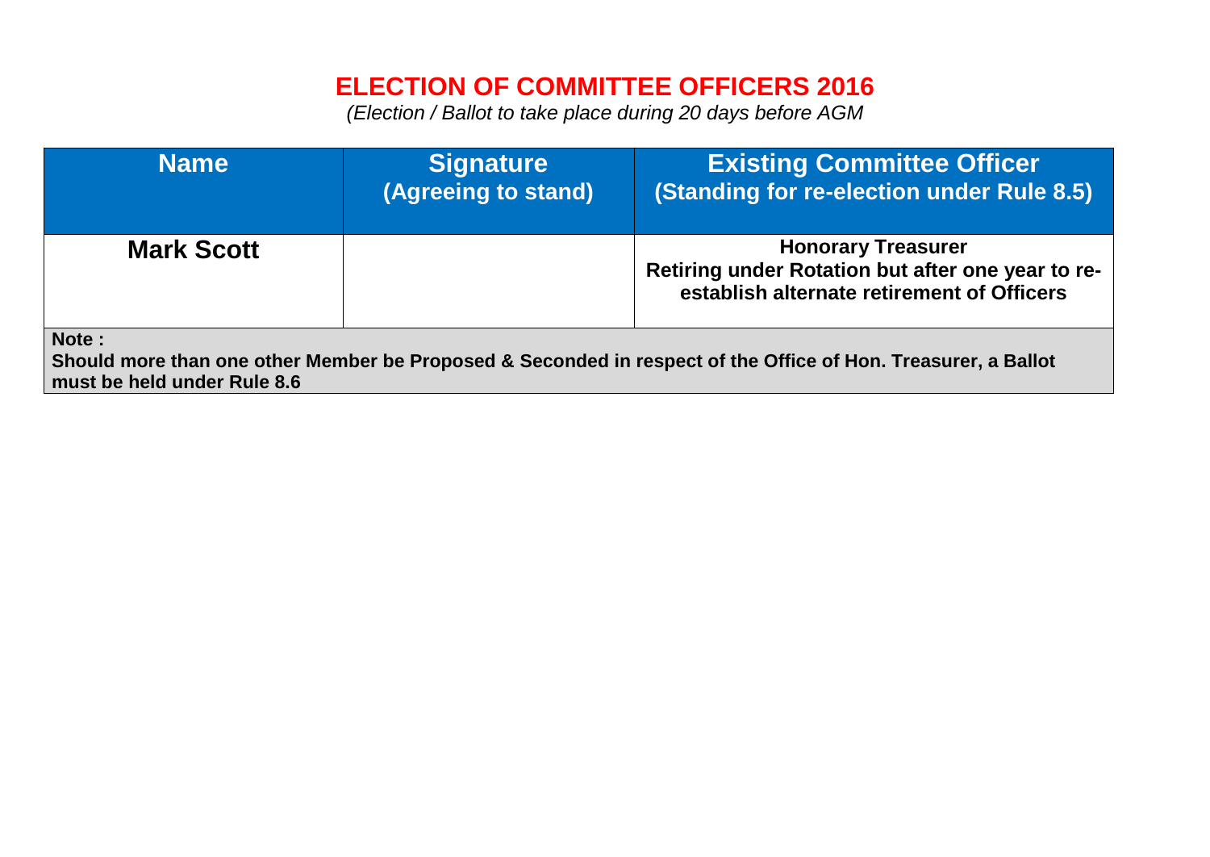# ELECTION OF COMMITTEE OFFICERS 2016

*(Election / Ballot to take place during 20 days before AGM*

| Name | Signature (Agreeing to stand) | Existing Committee Officer (Standing for re-election under Rule 8.5) |
|---|---|---|
| **Mark Scott** | | **Honorary Treasurer** **Retiring under Rotation but after one year to re-establish alternate retirement of Officers** |

**Note :**
**Should more than one other Member be Proposed & Seconded in respect of the Office of Hon. Treasurer, a Ballot must be held under Rule 8.6**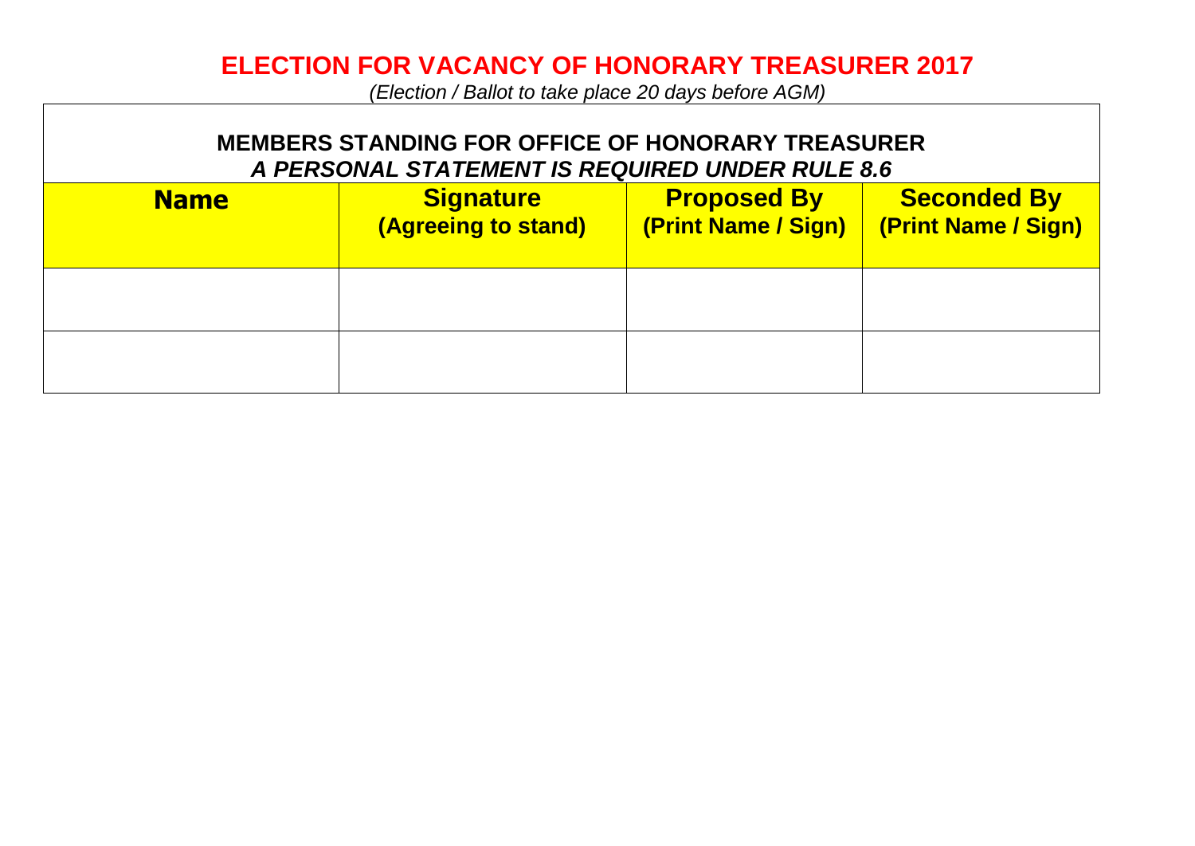# ELECTION FOR VACANCY OF HONORARY TREASURER 2017

*(Election / Ballot to take place 20 days before AGM)*

**MEMBERS STANDING FOR OFFICE OF HONORARY TREASURER**

***A PERSONAL STATEMENT IS REQUIRED UNDER RULE 8.6***

| Name | Signature (Agreeing to stand) | Proposed By (Print Name / Sign) | Seconded By (Print Name / Sign) |
|---|---|---|---|
| | | | |
| | | | |